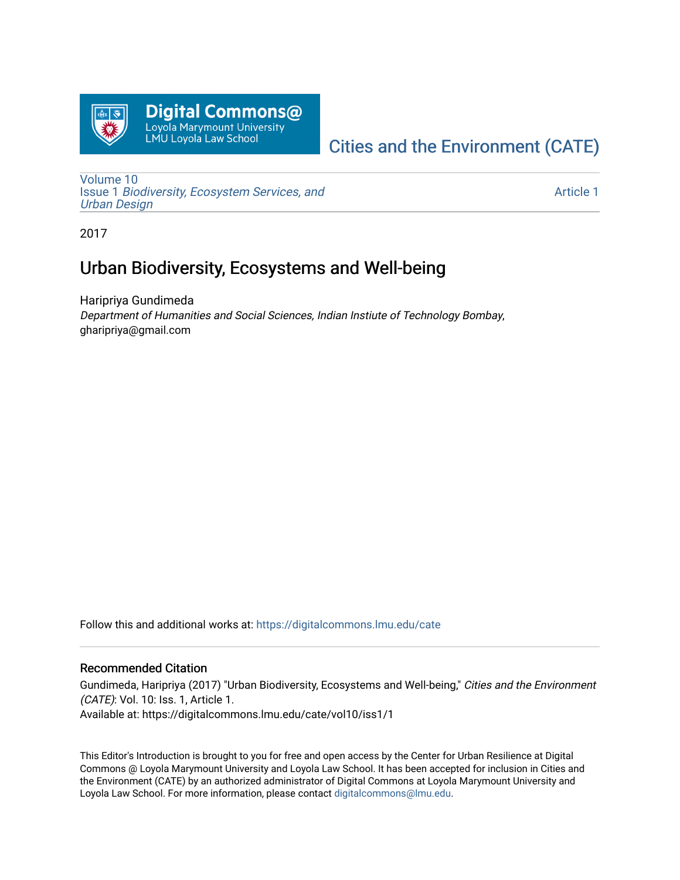Digital Commons@
Loyola Marymount University
LMU Loyola Law School

Cities and the Environment (CATE)

Volume 10
Issue 1 *Biodiversity, Ecosystem Services, and Urban Design*

Article 1

2017

# Urban Biodiversity, Ecosystems and Well-being

Haripriya Gundimeda
*Department of Humanities and Social Sciences, Indian Instiute of Technology Bombay*, gharipriya@gmail.com

Follow this and additional works at: https://digitalcommons.lmu.edu/cate

## Recommended Citation

Gundimeda, Haripriya (2017) "Urban Biodiversity, Ecosystems and Well-being," *Cities and the Environment (CATE)*: Vol. 10: Iss. 1, Article 1.
Available at: https://digitalcommons.lmu.edu/cate/vol10/iss1/1

This Editor's Introduction is brought to you for free and open access by the Center for Urban Resilience at Digital Commons @ Loyola Marymount University and Loyola Law School. It has been accepted for inclusion in Cities and the Environment (CATE) by an authorized administrator of Digital Commons at Loyola Marymount University and Loyola Law School. For more information, please contact digitalcommons@lmu.edu.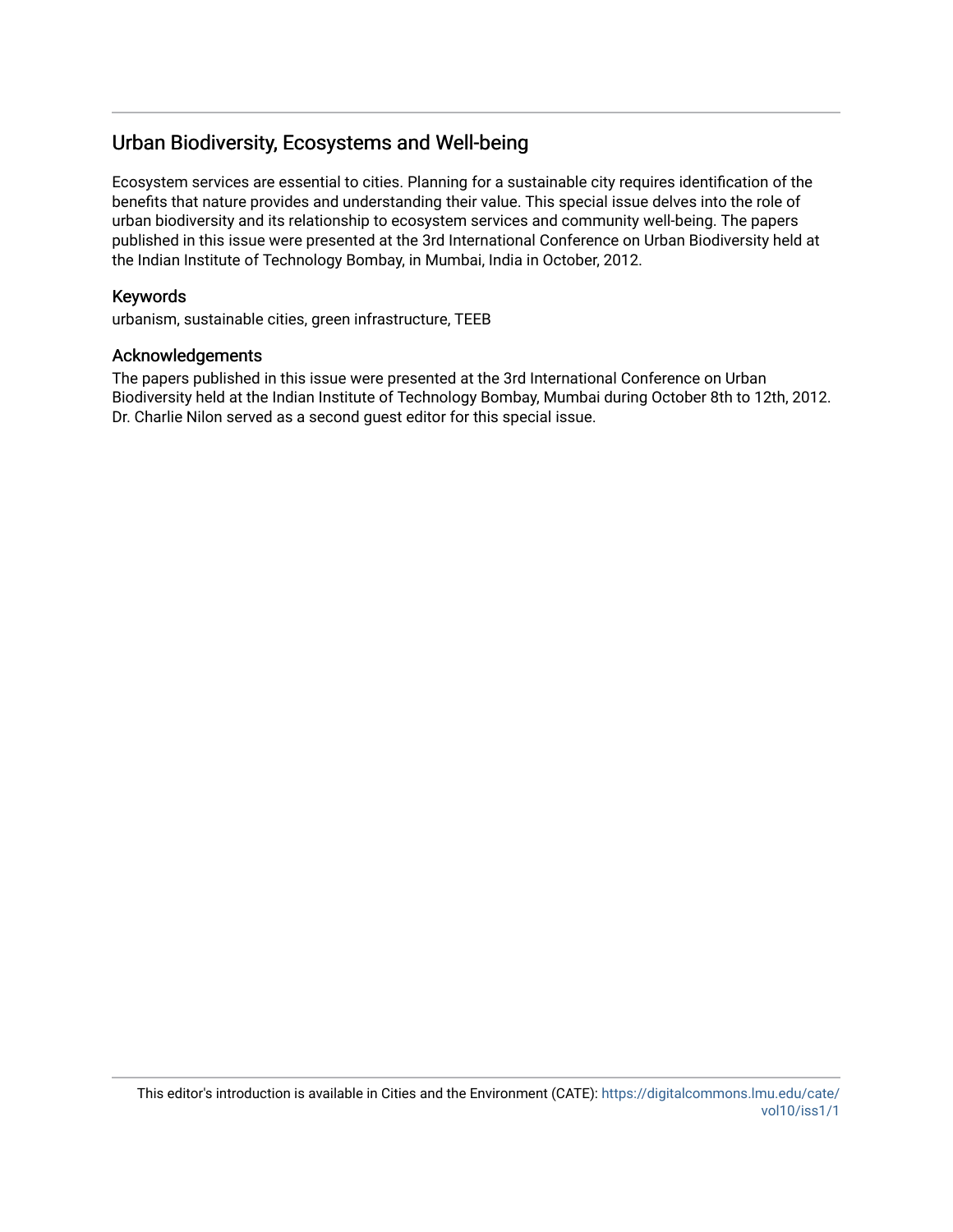## Urban Biodiversity, Ecosystems and Well-being

Ecosystem services are essential to cities. Planning for a sustainable city requires identification of the benefits that nature provides and understanding their value. This special issue delves into the role of urban biodiversity and its relationship to ecosystem services and community well-being. The papers published in this issue were presented at the 3rd International Conference on Urban Biodiversity held at the Indian Institute of Technology Bombay, in Mumbai, India in October, 2012.

### Keywords

urbanism, sustainable cities, green infrastructure, TEEB

### Acknowledgements

The papers published in this issue were presented at the 3rd International Conference on Urban Biodiversity held at the Indian Institute of Technology Bombay, Mumbai during October 8th to 12th, 2012. Dr. Charlie Nilon served as a second guest editor for this special issue.

This editor's introduction is available in Cities and the Environment (CATE): https://digitalcommons.lmu.edu/cate/vol10/iss1/1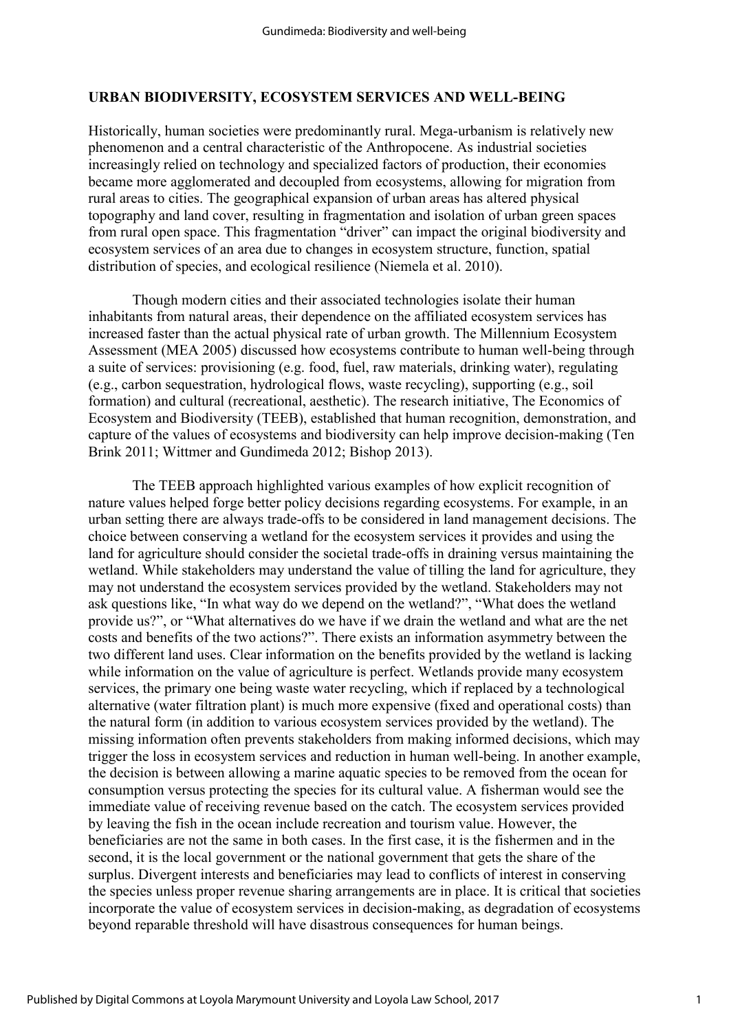## URBAN BIODIVERSITY, ECOSYSTEM SERVICES AND WELL-BEING

Historically, human societies were predominantly rural. Mega-urbanism is relatively new phenomenon and a central characteristic of the Anthropocene. As industrial societies increasingly relied on technology and specialized factors of production, their economies became more agglomerated and decoupled from ecosystems, allowing for migration from rural areas to cities. The geographical expansion of urban areas has altered physical topography and land cover, resulting in fragmentation and isolation of urban green spaces from rural open space. This fragmentation "driver" can impact the original biodiversity and ecosystem services of an area due to changes in ecosystem structure, function, spatial distribution of species, and ecological resilience (Niemela et al. 2010).

Though modern cities and their associated technologies isolate their human inhabitants from natural areas, their dependence on the affiliated ecosystem services has increased faster than the actual physical rate of urban growth. The Millennium Ecosystem Assessment (MEA 2005) discussed how ecosystems contribute to human well-being through a suite of services: provisioning (e.g. food, fuel, raw materials, drinking water), regulating (e.g., carbon sequestration, hydrological flows, waste recycling), supporting (e.g., soil formation) and cultural (recreational, aesthetic). The research initiative, The Economics of Ecosystem and Biodiversity (TEEB), established that human recognition, demonstration, and capture of the values of ecosystems and biodiversity can help improve decision-making (Ten Brink 2011; Wittmer and Gundimeda 2012; Bishop 2013).

The TEEB approach highlighted various examples of how explicit recognition of nature values helped forge better policy decisions regarding ecosystems. For example, in an urban setting there are always trade-offs to be considered in land management decisions. The choice between conserving a wetland for the ecosystem services it provides and using the land for agriculture should consider the societal trade-offs in draining versus maintaining the wetland. While stakeholders may understand the value of tilling the land for agriculture, they may not understand the ecosystem services provided by the wetland. Stakeholders may not ask questions like, "In what way do we depend on the wetland?", "What does the wetland provide us?", or "What alternatives do we have if we drain the wetland and what are the net costs and benefits of the two actions?". There exists an information asymmetry between the two different land uses. Clear information on the benefits provided by the wetland is lacking while information on the value of agriculture is perfect. Wetlands provide many ecosystem services, the primary one being waste water recycling, which if replaced by a technological alternative (water filtration plant) is much more expensive (fixed and operational costs) than the natural form (in addition to various ecosystem services provided by the wetland). The missing information often prevents stakeholders from making informed decisions, which may trigger the loss in ecosystem services and reduction in human well-being. In another example, the decision is between allowing a marine aquatic species to be removed from the ocean for consumption versus protecting the species for its cultural value. A fisherman would see the immediate value of receiving revenue based on the catch. The ecosystem services provided by leaving the fish in the ocean include recreation and tourism value. However, the beneficiaries are not the same in both cases. In the first case, it is the fishermen and in the second, it is the local government or the national government that gets the share of the surplus. Divergent interests and beneficiaries may lead to conflicts of interest in conserving the species unless proper revenue sharing arrangements are in place. It is critical that societies incorporate the value of ecosystem services in decision-making, as degradation of ecosystems beyond reparable threshold will have disastrous consequences for human beings.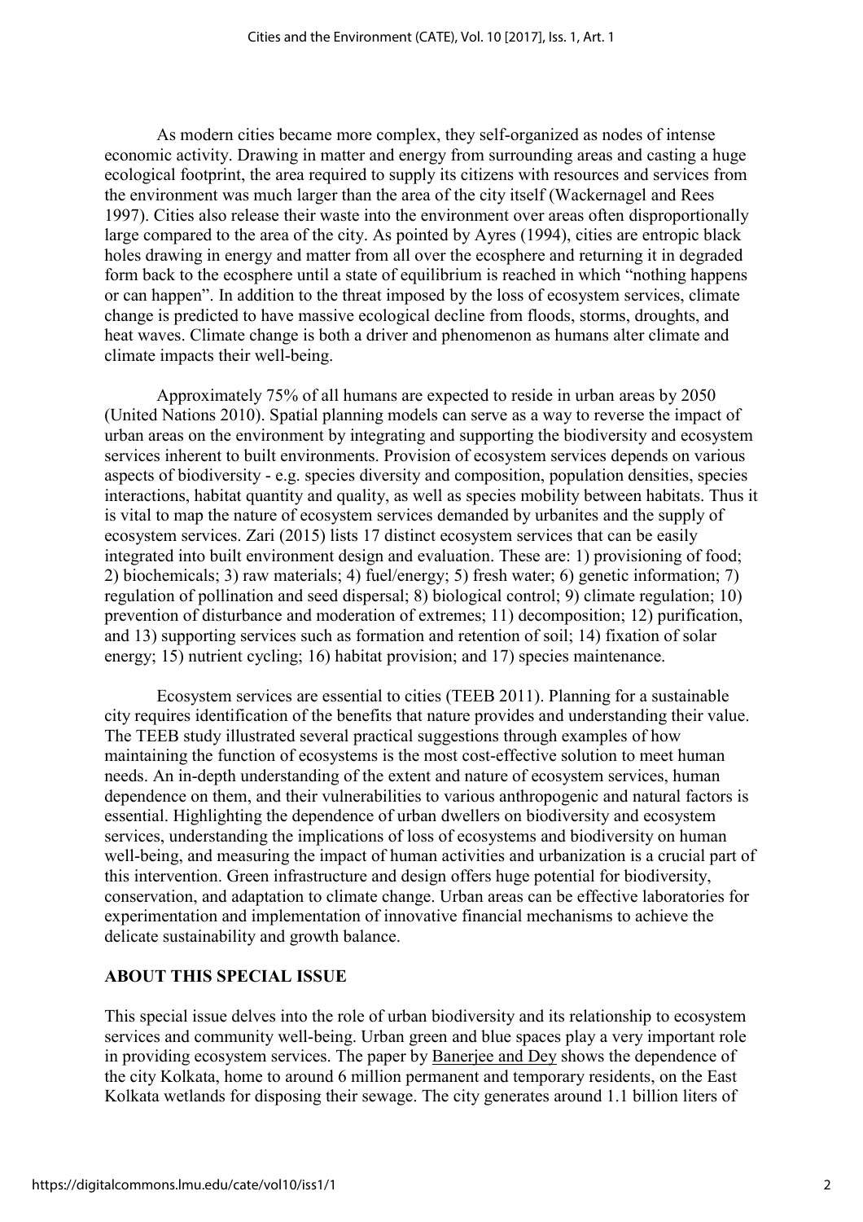As modern cities became more complex, they self-organized as nodes of intense economic activity. Drawing in matter and energy from surrounding areas and casting a huge ecological footprint, the area required to supply its citizens with resources and services from the environment was much larger than the area of the city itself (Wackernagel and Rees 1997). Cities also release their waste into the environment over areas often disproportionally large compared to the area of the city. As pointed by Ayres (1994), cities are entropic black holes drawing in energy and matter from all over the ecosphere and returning it in degraded form back to the ecosphere until a state of equilibrium is reached in which "nothing happens or can happen". In addition to the threat imposed by the loss of ecosystem services, climate change is predicted to have massive ecological decline from floods, storms, droughts, and heat waves. Climate change is both a driver and phenomenon as humans alter climate and climate impacts their well-being.

Approximately 75% of all humans are expected to reside in urban areas by 2050 (United Nations 2010). Spatial planning models can serve as a way to reverse the impact of urban areas on the environment by integrating and supporting the biodiversity and ecosystem services inherent to built environments. Provision of ecosystem services depends on various aspects of biodiversity - e.g. species diversity and composition, population densities, species interactions, habitat quantity and quality, as well as species mobility between habitats. Thus it is vital to map the nature of ecosystem services demanded by urbanites and the supply of ecosystem services. Zari (2015) lists 17 distinct ecosystem services that can be easily integrated into built environment design and evaluation. These are: 1) provisioning of food; 2) biochemicals; 3) raw materials; 4) fuel/energy; 5) fresh water; 6) genetic information; 7) regulation of pollination and seed dispersal; 8) biological control; 9) climate regulation; 10) prevention of disturbance and moderation of extremes; 11) decomposition; 12) purification, and 13) supporting services such as formation and retention of soil; 14) fixation of solar energy; 15) nutrient cycling; 16) habitat provision; and 17) species maintenance.

Ecosystem services are essential to cities (TEEB 2011). Planning for a sustainable city requires identification of the benefits that nature provides and understanding their value. The TEEB study illustrated several practical suggestions through examples of how maintaining the function of ecosystems is the most cost-effective solution to meet human needs. An in-depth understanding of the extent and nature of ecosystem services, human dependence on them, and their vulnerabilities to various anthropogenic and natural factors is essential. Highlighting the dependence of urban dwellers on biodiversity and ecosystem services, understanding the implications of loss of ecosystems and biodiversity on human well-being, and measuring the impact of human activities and urbanization is a crucial part of this intervention. Green infrastructure and design offers huge potential for biodiversity, conservation, and adaptation to climate change. Urban areas can be effective laboratories for experimentation and implementation of innovative financial mechanisms to achieve the delicate sustainability and growth balance.

## ABOUT THIS SPECIAL ISSUE

This special issue delves into the role of urban biodiversity and its relationship to ecosystem services and community well-being. Urban green and blue spaces play a very important role in providing ecosystem services. The paper by Banerjee and Dey shows the dependence of the city Kolkata, home to around 6 million permanent and temporary residents, on the East Kolkata wetlands for disposing their sewage. The city generates around 1.1 billion liters of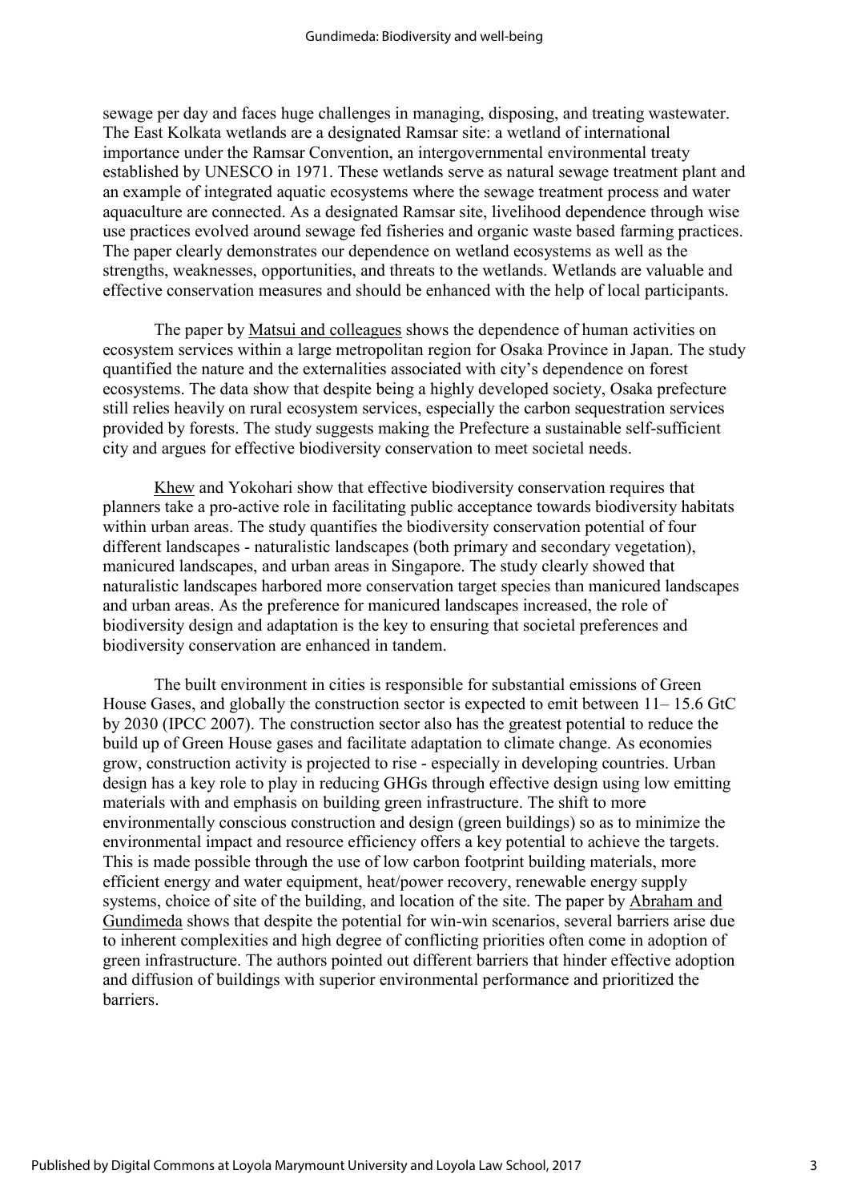sewage per day and faces huge challenges in managing, disposing, and treating wastewater. The East Kolkata wetlands are a designated Ramsar site: a wetland of international importance under the Ramsar Convention, an intergovernmental environmental treaty established by UNESCO in 1971. These wetlands serve as natural sewage treatment plant and an example of integrated aquatic ecosystems where the sewage treatment process and water aquaculture are connected. As a designated Ramsar site, livelihood dependence through wise use practices evolved around sewage fed fisheries and organic waste based farming practices. The paper clearly demonstrates our dependence on wetland ecosystems as well as the strengths, weaknesses, opportunities, and threats to the wetlands. Wetlands are valuable and effective conservation measures and should be enhanced with the help of local participants.

The paper by Matsui and colleagues shows the dependence of human activities on ecosystem services within a large metropolitan region for Osaka Province in Japan. The study quantified the nature and the externalities associated with city's dependence on forest ecosystems. The data show that despite being a highly developed society, Osaka prefecture still relies heavily on rural ecosystem services, especially the carbon sequestration services provided by forests. The study suggests making the Prefecture a sustainable self-sufficient city and argues for effective biodiversity conservation to meet societal needs.

Khew and Yokohari show that effective biodiversity conservation requires that planners take a pro-active role in facilitating public acceptance towards biodiversity habitats within urban areas. The study quantifies the biodiversity conservation potential of four different landscapes - naturalistic landscapes (both primary and secondary vegetation), manicured landscapes, and urban areas in Singapore. The study clearly showed that naturalistic landscapes harbored more conservation target species than manicured landscapes and urban areas. As the preference for manicured landscapes increased, the role of biodiversity design and adaptation is the key to ensuring that societal preferences and biodiversity conservation are enhanced in tandem.

The built environment in cities is responsible for substantial emissions of Green House Gases, and globally the construction sector is expected to emit between 11– 15.6 GtC by 2030 (IPCC 2007). The construction sector also has the greatest potential to reduce the build up of Green House gases and facilitate adaptation to climate change. As economies grow, construction activity is projected to rise - especially in developing countries. Urban design has a key role to play in reducing GHGs through effective design using low emitting materials with and emphasis on building green infrastructure. The shift to more environmentally conscious construction and design (green buildings) so as to minimize the environmental impact and resource efficiency offers a key potential to achieve the targets. This is made possible through the use of low carbon footprint building materials, more efficient energy and water equipment, heat/power recovery, renewable energy supply systems, choice of site of the building, and location of the site. The paper by Abraham and Gundimeda shows that despite the potential for win-win scenarios, several barriers arise due to inherent complexities and high degree of conflicting priorities often come in adoption of green infrastructure. The authors pointed out different barriers that hinder effective adoption and diffusion of buildings with superior environmental performance and prioritized the barriers.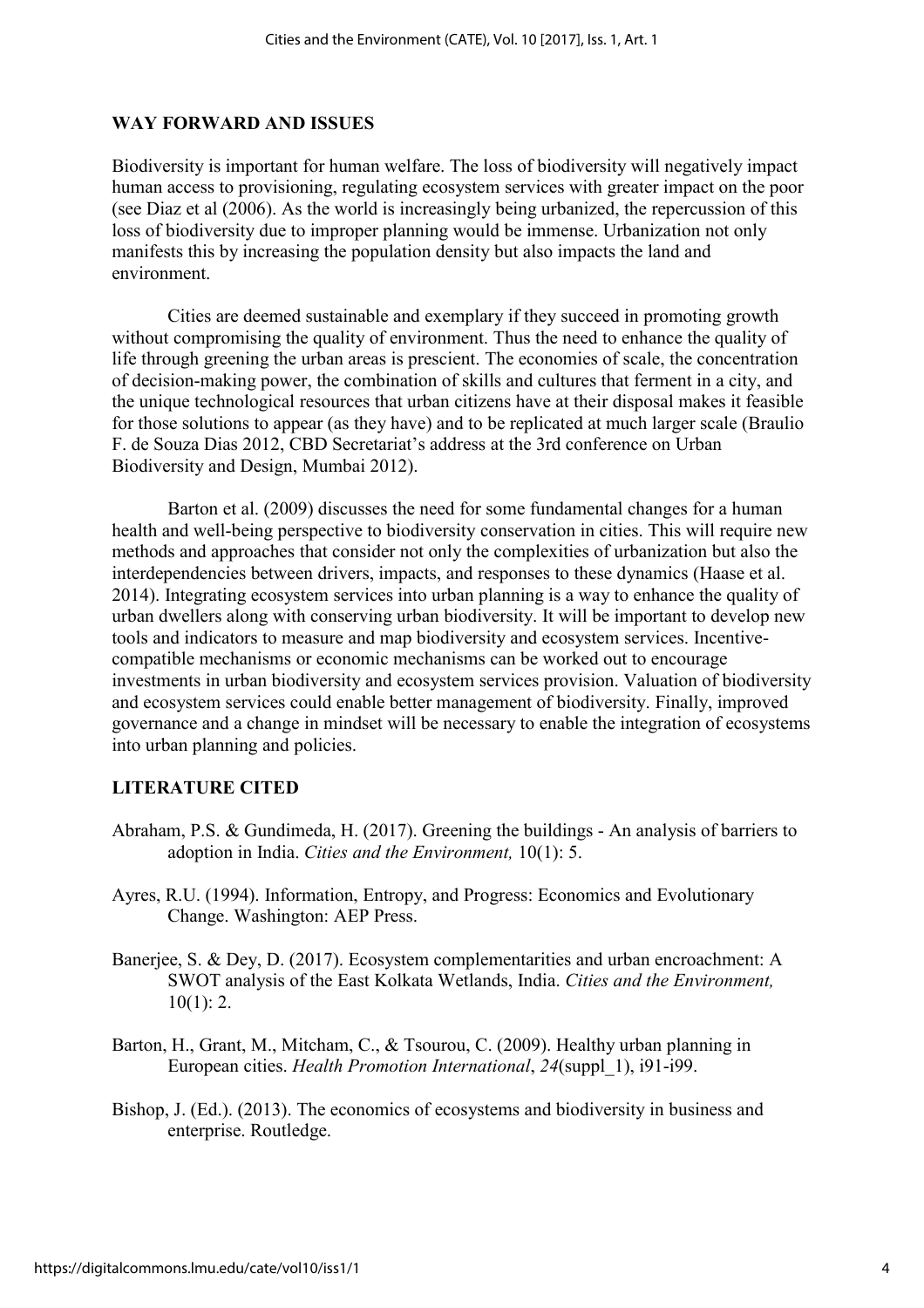## WAY FORWARD AND ISSUES

Biodiversity is important for human welfare. The loss of biodiversity will negatively impact human access to provisioning, regulating ecosystem services with greater impact on the poor (see Diaz et al (2006). As the world is increasingly being urbanized, the repercussion of this loss of biodiversity due to improper planning would be immense. Urbanization not only manifests this by increasing the population density but also impacts the land and environment.

Cities are deemed sustainable and exemplary if they succeed in promoting growth without compromising the quality of environment. Thus the need to enhance the quality of life through greening the urban areas is prescient. The economies of scale, the concentration of decision-making power, the combination of skills and cultures that ferment in a city, and the unique technological resources that urban citizens have at their disposal makes it feasible for those solutions to appear (as they have) and to be replicated at much larger scale (Braulio F. de Souza Dias 2012, CBD Secretariat's address at the 3rd conference on Urban Biodiversity and Design, Mumbai 2012).

Barton et al. (2009) discusses the need for some fundamental changes for a human health and well-being perspective to biodiversity conservation in cities. This will require new methods and approaches that consider not only the complexities of urbanization but also the interdependencies between drivers, impacts, and responses to these dynamics (Haase et al. 2014). Integrating ecosystem services into urban planning is a way to enhance the quality of urban dwellers along with conserving urban biodiversity. It will be important to develop new tools and indicators to measure and map biodiversity and ecosystem services. Incentive-compatible mechanisms or economic mechanisms can be worked out to encourage investments in urban biodiversity and ecosystem services provision. Valuation of biodiversity and ecosystem services could enable better management of biodiversity. Finally, improved governance and a change in mindset will be necessary to enable the integration of ecosystems into urban planning and policies.

## LITERATURE CITED

Abraham, P.S. & Gundimeda, H. (2017). Greening the buildings - An analysis of barriers to adoption in India. *Cities and the Environment,* 10(1): 5.

Ayres, R.U. (1994). Information, Entropy, and Progress: Economics and Evolutionary Change. Washington: AEP Press.

Banerjee, S. & Dey, D. (2017). Ecosystem complementarities and urban encroachment: A SWOT analysis of the East Kolkata Wetlands, India. *Cities and the Environment,* 10(1): 2.

Barton, H., Grant, M., Mitcham, C., & Tsourou, C. (2009). Healthy urban planning in European cities. *Health Promotion International*, *24*(suppl_1), i91-i99.

Bishop, J. (Ed.). (2013). The economics of ecosystems and biodiversity in business and enterprise. Routledge.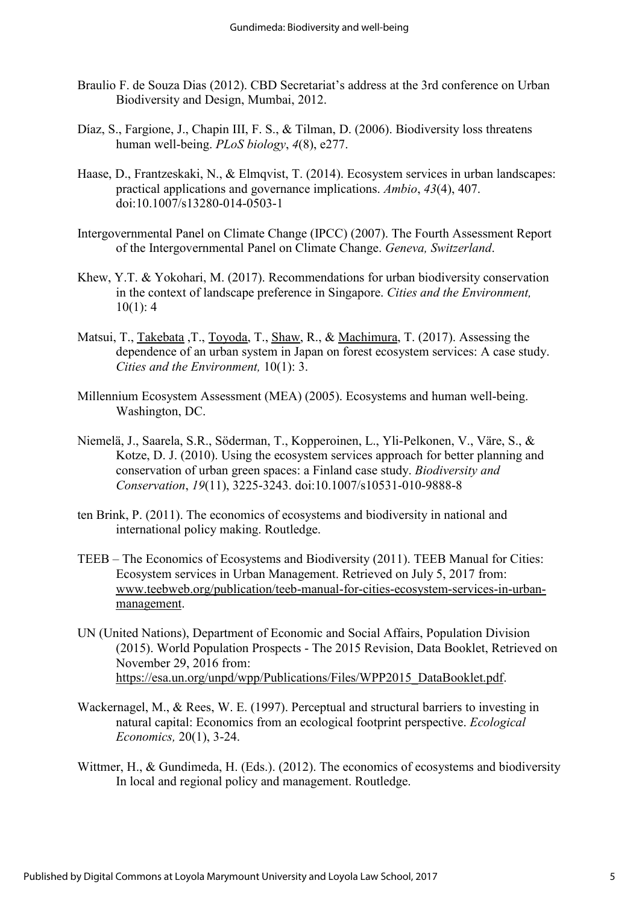Braulio F. de Souza Dias (2012). CBD Secretariat's address at the 3rd conference on Urban Biodiversity and Design, Mumbai, 2012.

Díaz, S., Fargione, J., Chapin III, F. S., & Tilman, D. (2006). Biodiversity loss threatens human well-being. *PLoS biology*, *4*(8), e277.

Haase, D., Frantzeskaki, N., & Elmqvist, T. (2014). Ecosystem services in urban landscapes: practical applications and governance implications. *Ambio*, *43*(4), 407. doi:10.1007/s13280-014-0503-1

Intergovernmental Panel on Climate Change (IPCC) (2007). The Fourth Assessment Report of the Intergovernmental Panel on Climate Change. *Geneva, Switzerland*.

Khew, Y.T. & Yokohari, M. (2017). Recommendations for urban biodiversity conservation in the context of landscape preference in Singapore. *Cities and the Environment,* 10(1): 4

Matsui, T., Takebata ,T., Toyoda, T., Shaw, R., & Machimura, T. (2017). Assessing the dependence of an urban system in Japan on forest ecosystem services: A case study. *Cities and the Environment,* 10(1): 3.

Millennium Ecosystem Assessment (MEA) (2005). Ecosystems and human well-being. Washington, DC.

Niemelä, J., Saarela, S.R., Söderman, T., Kopperoinen, L., Yli-Pelkonen, V., Väre, S., & Kotze, D. J. (2010). Using the ecosystem services approach for better planning and conservation of urban green spaces: a Finland case study. *Biodiversity and Conservation*, *19*(11), 3225-3243. doi:10.1007/s10531-010-9888-8

ten Brink, P. (2011). The economics of ecosystems and biodiversity in national and international policy making. Routledge.

TEEB – The Economics of Ecosystems and Biodiversity (2011). TEEB Manual for Cities: Ecosystem services in Urban Management. Retrieved on July 5, 2017 from: www.teebweb.org/publication/teeb-manual-for-cities-ecosystem-services-in-urban-management.

UN (United Nations), Department of Economic and Social Affairs, Population Division (2015). World Population Prospects - The 2015 Revision, Data Booklet, Retrieved on November 29, 2016 from: https://esa.un.org/unpd/wpp/Publications/Files/WPP2015_DataBooklet.pdf.

Wackernagel, M., & Rees, W. E. (1997). Perceptual and structural barriers to investing in natural capital: Economics from an ecological footprint perspective. *Ecological Economics,* 20(1), 3-24.

Wittmer, H., & Gundimeda, H. (Eds.). (2012). The economics of ecosystems and biodiversity In local and regional policy and management. Routledge.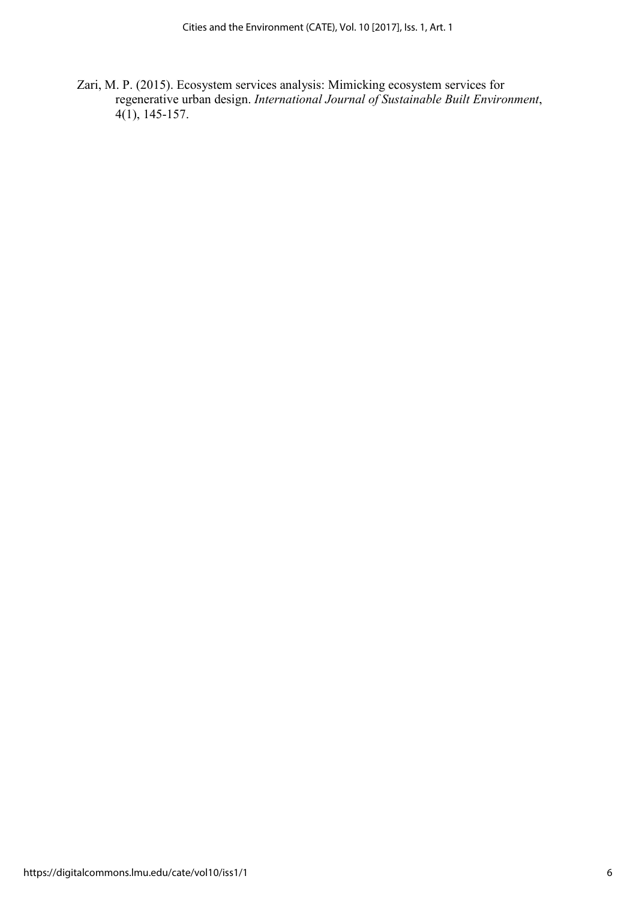Zari, M. P. (2015). Ecosystem services analysis: Mimicking ecosystem services for regenerative urban design. *International Journal of Sustainable Built Environment*, 4(1), 145-157.